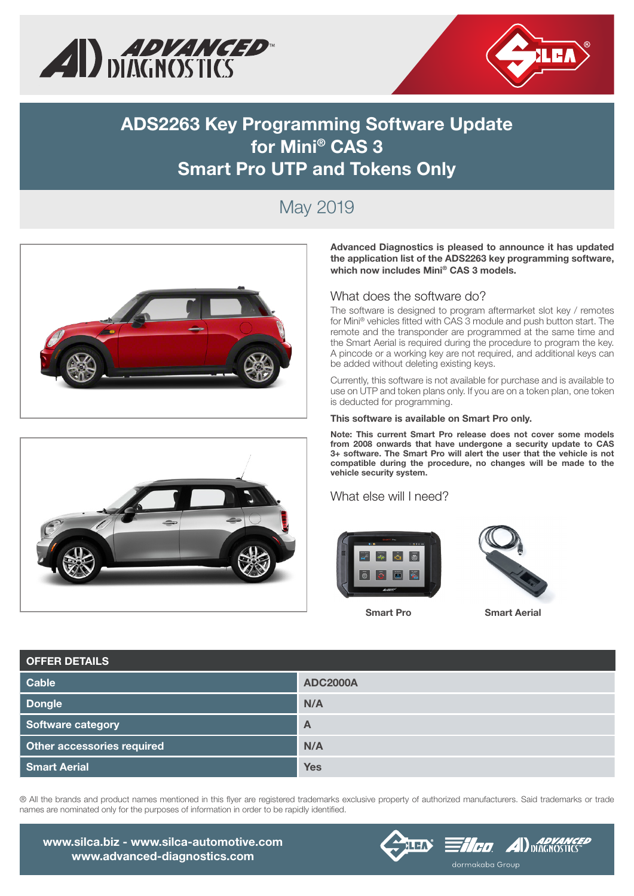# ADS2263 Key Programming Software Update for Mini® CAS 3 Smart Pro UTP and Tokens Only

May 2019

**Advanced Diagnostics is pleased to announce it has updated the application list of the ADS2263 key programming software, which now includes Mini® CAS 3 models.**

## What does the software do?

The software is designed to program aftermarket slot key / remotes for Mini® vehicles fitted with CAS 3 module and push button start. The remote and the transponder are programmed at the same time and the Smart Aerial is required during the procedure to program the key. A pincode or a working key are not required, and additional keys can be added without deleting existing keys.

Currently, this software is not available for purchase and is available to use on UTP and token plans only. If you are on a token plan, one token is deducted for programming.

**This software is available on Smart Pro only.**

**Note: This current Smart Pro release does not cover some models from 2008 onwards that have undergone a security update to CAS 3+ software. The Smart Pro will alert the user that the vehicle is not compatible during the procedure, no changes will be made to the vehicle security system.**

## What else will I need?

Smart Pro

Smart Aerial

| OFFER DETAILS | |
|---|---|
| Cable | ADC2000A |
| Dongle | N/A |
| Software category | A |
| Other accessories required | N/A |
| Smart Aerial | Yes |

® All the brands and product names mentioned in this flyer are registered trademarks exclusive property of authorized manufacturers. Said trademarks or trade names are nominated only for the purposes of information in order to be rapidly identified.

www.silca.biz - www.silca-automotive.com
www.advanced-diagnostics.com

dormakaba Group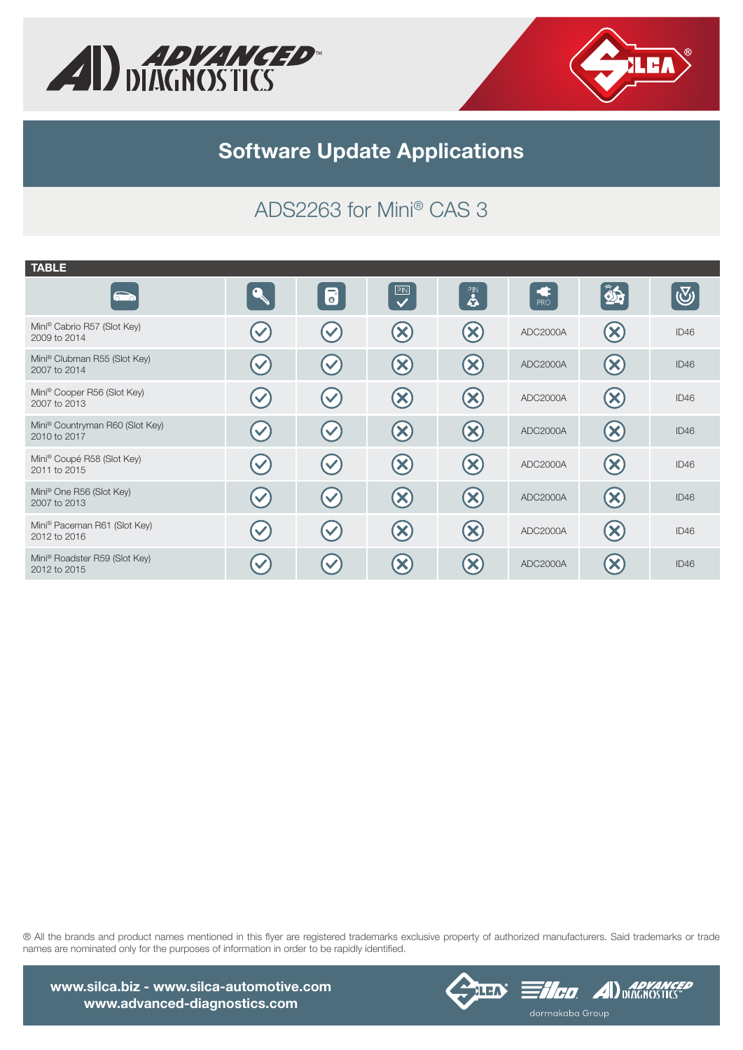## Software Update Applications

### ADS2263 for Mini® CAS 3

**TABLE**

| | | | | | | | |
|---|---|---|---|---|---|---|---|
| Mini® Cabrio R57 (Slot Key) 2009 to 2014 | ✓ | ✓ | ✗ | ✗ | ADC2000A | ✗ | ID46 |
| Mini® Clubman R55 (Slot Key) 2007 to 2014 | ✓ | ✓ | ✗ | ✗ | ADC2000A | ✗ | ID46 |
| Mini® Cooper R56 (Slot Key) 2007 to 2013 | ✓ | ✓ | ✗ | ✗ | ADC2000A | ✗ | ID46 |
| Mini® Countryman R60 (Slot Key) 2010 to 2017 | ✓ | ✓ | ✗ | ✗ | ADC2000A | ✗ | ID46 |
| Mini® Coupé R58 (Slot Key) 2011 to 2015 | ✓ | ✓ | ✗ | ✗ | ADC2000A | ✗ | ID46 |
| Mini® One R56 (Slot Key) 2007 to 2013 | ✓ | ✓ | ✗ | ✗ | ADC2000A | ✗ | ID46 |
| Mini® Paceman R61 (Slot Key) 2012 to 2016 | ✓ | ✓ | ✗ | ✗ | ADC2000A | ✗ | ID46 |
| Mini® Roadster R59 (Slot Key) 2012 to 2015 | ✓ | ✓ | ✗ | ✗ | ADC2000A | ✗ | ID46 |

® All the brands and product names mentioned in this flyer are registered trademarks exclusive property of authorized manufacturers. Said trademarks or trade names are nominated only for the purposes of information in order to be rapidly identified.

**www.silca.biz - www.silca-automotive.com**
**www.advanced-diagnostics.com**

dormakaba Group